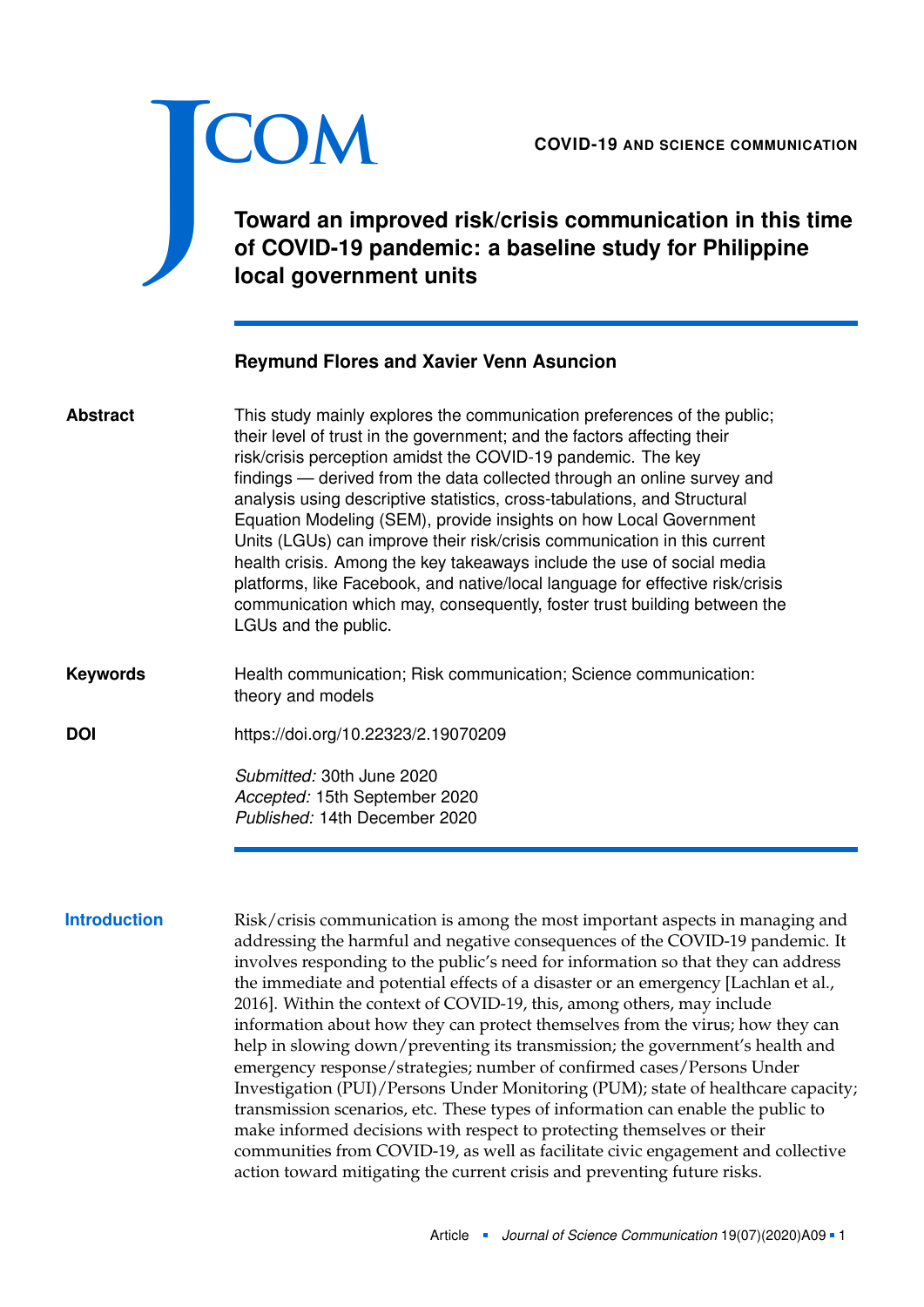**COVID-19 AND SCIENCE COMMUNICATION**

# Toward an improved risk/crisis communication in this time of COVID-19 pandemic: a baseline study for Philippine local government units

**Reymund Flores and Xavier Venn Asuncion**

**Abstract**

This study mainly explores the communication preferences of the public; their level of trust in the government; and the factors affecting their risk/crisis perception amidst the COVID-19 pandemic. The key findings — derived from the data collected through an online survey and analysis using descriptive statistics, cross-tabulations, and Structural Equation Modeling (SEM), provide insights on how Local Government Units (LGUs) can improve their risk/crisis communication in this current health crisis. Among the key takeaways include the use of social media platforms, like Facebook, and native/local language for effective risk/crisis communication which may, consequently, foster trust building between the LGUs and the public.

**Keywords**

Health communication; Risk communication; Science communication: theory and models

**DOI**

https://doi.org/10.22323/2.19070209

*Submitted:* 30th June 2020
*Accepted:* 15th September 2020
*Published:* 14th December 2020

## Introduction

Risk/crisis communication is among the most important aspects in managing and addressing the harmful and negative consequences of the COVID-19 pandemic. It involves responding to the public's need for information so that they can address the immediate and potential effects of a disaster or an emergency [Lachlan et al., 2016]. Within the context of COVID-19, this, among others, may include information about how they can protect themselves from the virus; how they can help in slowing down/preventing its transmission; the government's health and emergency response/strategies; number of confirmed cases/Persons Under Investigation (PUI)/Persons Under Monitoring (PUM); state of healthcare capacity; transmission scenarios, etc. These types of information can enable the public to make informed decisions with respect to protecting themselves or their communities from COVID-19, as well as facilitate civic engagement and collective action toward mitigating the current crisis and preventing future risks.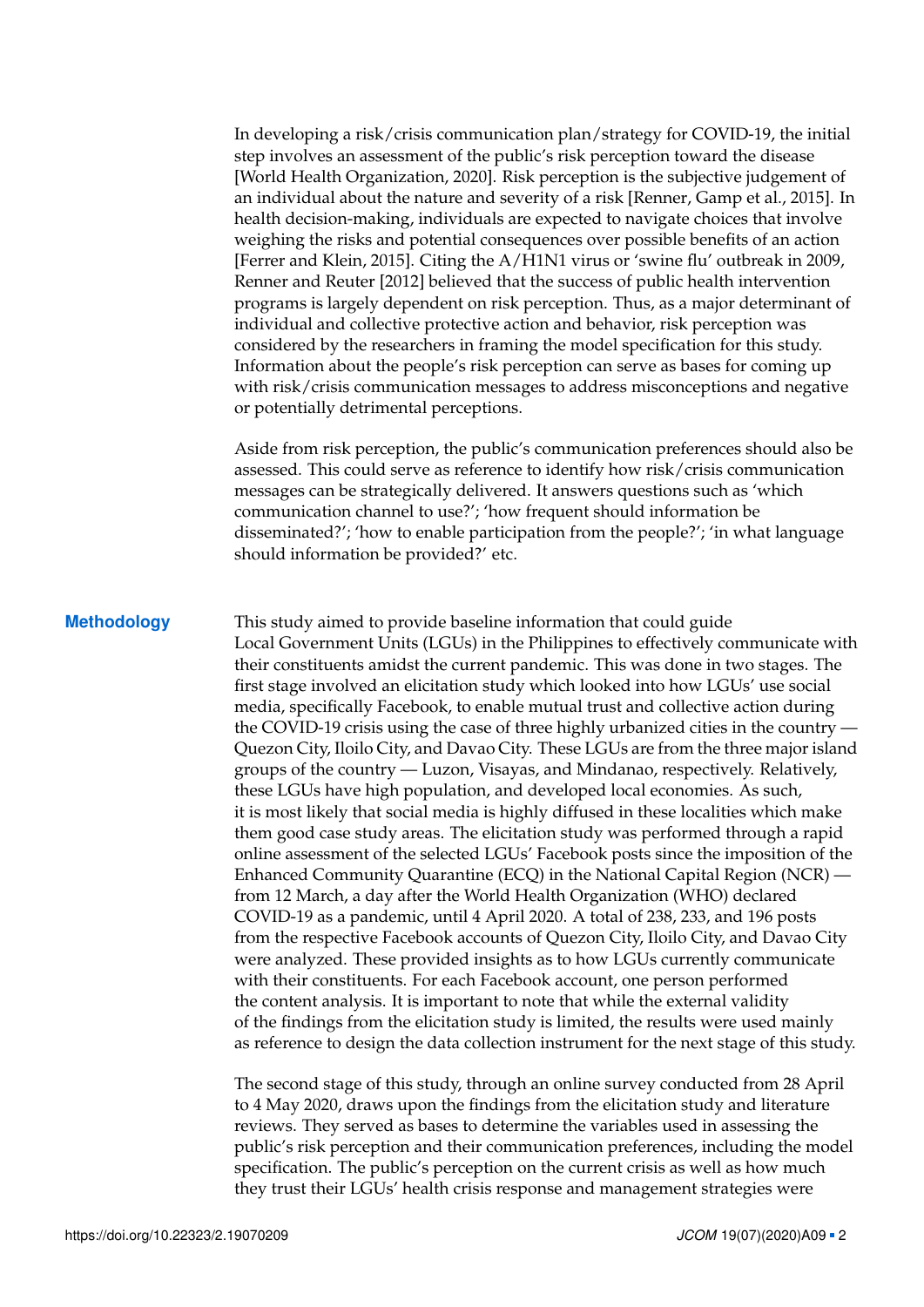In developing a risk/crisis communication plan/strategy for COVID-19, the initial step involves an assessment of the public's risk perception toward the disease [World Health Organization, 2020]. Risk perception is the subjective judgement of an individual about the nature and severity of a risk [Renner, Gamp et al., 2015]. In health decision-making, individuals are expected to navigate choices that involve weighing the risks and potential consequences over possible benefits of an action [Ferrer and Klein, 2015]. Citing the A/H1N1 virus or 'swine flu' outbreak in 2009, Renner and Reuter [2012] believed that the success of public health intervention programs is largely dependent on risk perception. Thus, as a major determinant of individual and collective protective action and behavior, risk perception was considered by the researchers in framing the model specification for this study. Information about the people's risk perception can serve as bases for coming up with risk/crisis communication messages to address misconceptions and negative or potentially detrimental perceptions.

Aside from risk perception, the public's communication preferences should also be assessed. This could serve as reference to identify how risk/crisis communication messages can be strategically delivered. It answers questions such as 'which communication channel to use?'; 'how frequent should information be disseminated?'; 'how to enable participation from the people?'; 'in what language should information be provided?' etc.

## Methodology

This study aimed to provide baseline information that could guide Local Government Units (LGUs) in the Philippines to effectively communicate with their constituents amidst the current pandemic. This was done in two stages. The first stage involved an elicitation study which looked into how LGUs' use social media, specifically Facebook, to enable mutual trust and collective action during the COVID-19 crisis using the case of three highly urbanized cities in the country — Quezon City, Iloilo City, and Davao City. These LGUs are from the three major island groups of the country — Luzon, Visayas, and Mindanao, respectively. Relatively, these LGUs have high population, and developed local economies. As such, it is most likely that social media is highly diffused in these localities which make them good case study areas. The elicitation study was performed through a rapid online assessment of the selected LGUs' Facebook posts since the imposition of the Enhanced Community Quarantine (ECQ) in the National Capital Region (NCR) — from 12 March, a day after the World Health Organization (WHO) declared COVID-19 as a pandemic, until 4 April 2020. A total of 238, 233, and 196 posts from the respective Facebook accounts of Quezon City, Iloilo City, and Davao City were analyzed. These provided insights as to how LGUs currently communicate with their constituents. For each Facebook account, one person performed the content analysis. It is important to note that while the external validity of the findings from the elicitation study is limited, the results were used mainly as reference to design the data collection instrument for the next stage of this study.

The second stage of this study, through an online survey conducted from 28 April to 4 May 2020, draws upon the findings from the elicitation study and literature reviews. They served as bases to determine the variables used in assessing the public's risk perception and their communication preferences, including the model specification. The public's perception on the current crisis as well as how much they trust their LGUs' health crisis response and management strategies were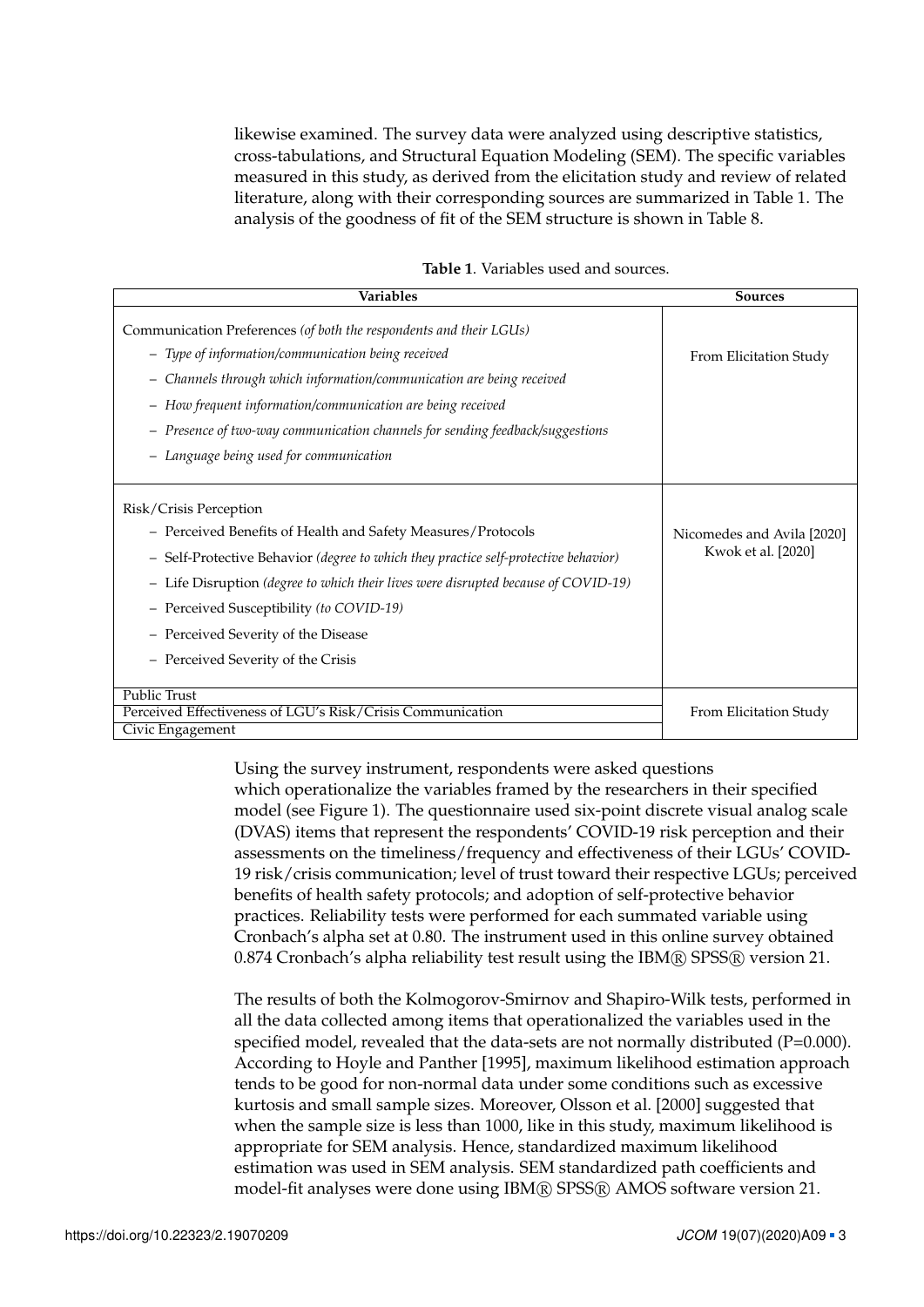likewise examined. The survey data were analyzed using descriptive statistics, cross-tabulations, and Structural Equation Modeling (SEM). The specific variables measured in this study, as derived from the elicitation study and review of related literature, along with their corresponding sources are summarized in Table 1. The analysis of the goodness of fit of the SEM structure is shown in Table 8.

**Table 1**. Variables used and sources.

| Variables | Sources |
|---|---|
| Communication Preferences *(of both the respondents and their LGUs)*<br>– *Type of information/communication being received*<br>– *Channels through which information/communication are being received*<br>– *How frequent information/communication are being received*<br>– *Presence of two-way communication channels for sending feedback/suggestions*<br>– *Language being used for communication* | From Elicitation Study |
| Risk/Crisis Perception<br>– Perceived Benefits of Health and Safety Measures/Protocols<br>– Self-Protective Behavior *(degree to which they practice self-protective behavior)*<br>– Life Disruption *(degree to which their lives were disrupted because of COVID-19)*<br>– Perceived Susceptibility *(to COVID-19)*<br>– Perceived Severity of the Disease<br>– Perceived Severity of the Crisis | Nicomedes and Avila [2020]<br>Kwok et al. [2020] |
| Public Trust | From Elicitation Study |
| Perceived Effectiveness of LGU's Risk/Crisis Communication | |
| Civic Engagement | |

Using the survey instrument, respondents were asked questions which operationalize the variables framed by the researchers in their specified model (see Figure 1). The questionnaire used six-point discrete visual analog scale (DVAS) items that represent the respondents' COVID-19 risk perception and their assessments on the timeliness/frequency and effectiveness of their LGUs' COVID-19 risk/crisis communication; level of trust toward their respective LGUs; perceived benefits of health safety protocols; and adoption of self-protective behavior practices. Reliability tests were performed for each summated variable using Cronbach's alpha set at 0.80. The instrument used in this online survey obtained 0.874 Cronbach's alpha reliability test result using the IBM® SPSS® version 21.

The results of both the Kolmogorov-Smirnov and Shapiro-Wilk tests, performed in all the data collected among items that operationalized the variables used in the specified model, revealed that the data-sets are not normally distributed ($P=0.000$). According to Hoyle and Panther [1995], maximum likelihood estimation approach tends to be good for non-normal data under some conditions such as excessive kurtosis and small sample sizes. Moreover, Olsson et al. [2000] suggested that when the sample size is less than 1000, like in this study, maximum likelihood is appropriate for SEM analysis. Hence, standardized maximum likelihood estimation was used in SEM analysis. SEM standardized path coefficients and model-fit analyses were done using IBM® SPSS® AMOS software version 21.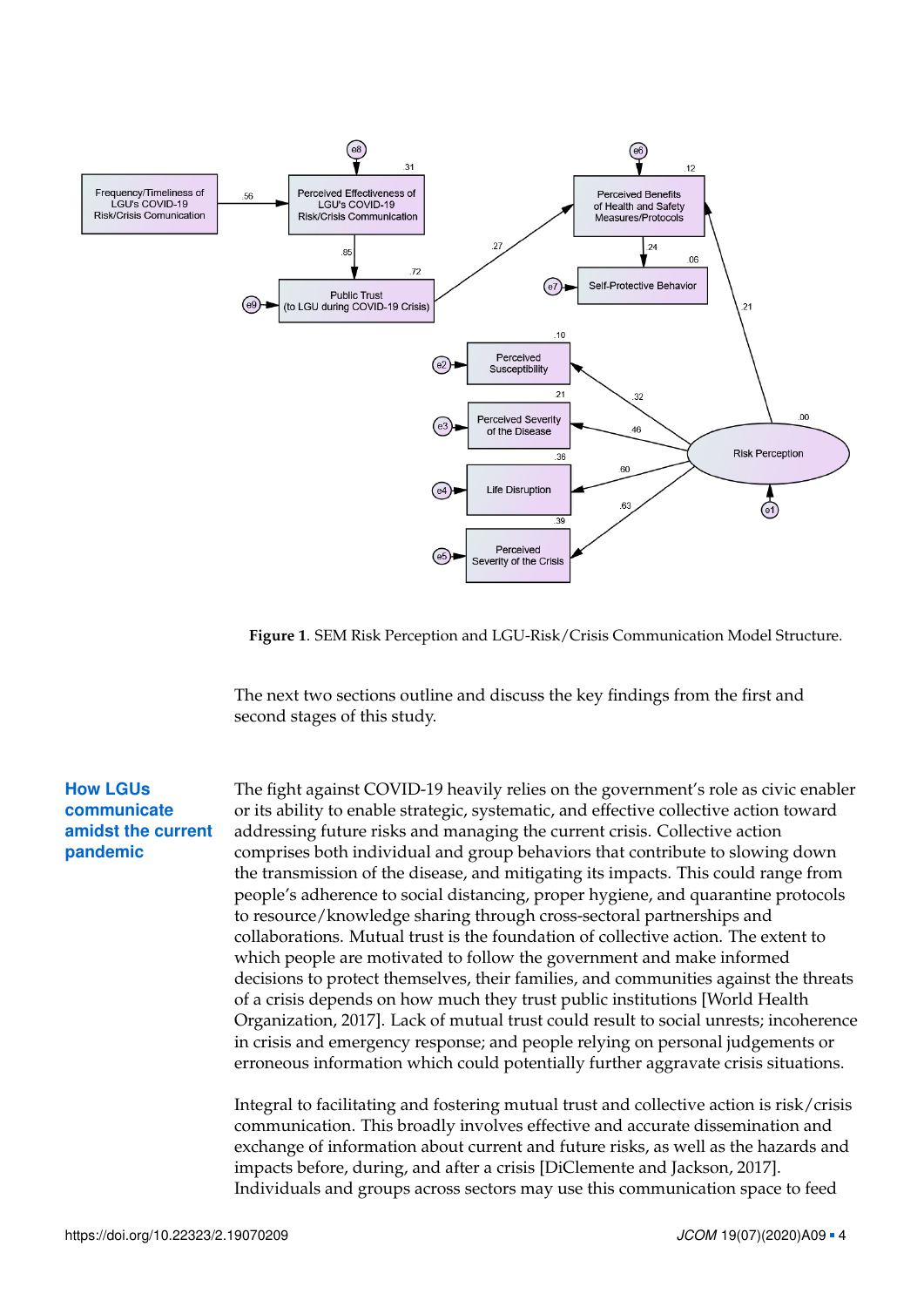Figure 1. SEM Risk Perception and LGU-Risk/Crisis Communication Model Structure.

The next two sections outline and discuss the key findings from the first and second stages of this study.

## How LGUs communicate amidst the current pandemic

The fight against COVID-19 heavily relies on the government's role as civic enabler or its ability to enable strategic, systematic, and effective collective action toward addressing future risks and managing the current crisis. Collective action comprises both individual and group behaviors that contribute to slowing down the transmission of the disease, and mitigating its impacts. This could range from people's adherence to social distancing, proper hygiene, and quarantine protocols to resource/knowledge sharing through cross-sectoral partnerships and collaborations. Mutual trust is the foundation of collective action. The extent to which people are motivated to follow the government and make informed decisions to protect themselves, their families, and communities against the threats of a crisis depends on how much they trust public institutions [World Health Organization, 2017]. Lack of mutual trust could result to social unrests; incoherence in crisis and emergency response; and people relying on personal judgements or erroneous information which could potentially further aggravate crisis situations.

Integral to facilitating and fostering mutual trust and collective action is risk/crisis communication. This broadly involves effective and accurate dissemination and exchange of information about current and future risks, as well as the hazards and impacts before, during, and after a crisis [DiClemente and Jackson, 2017]. Individuals and groups across sectors may use this communication space to feed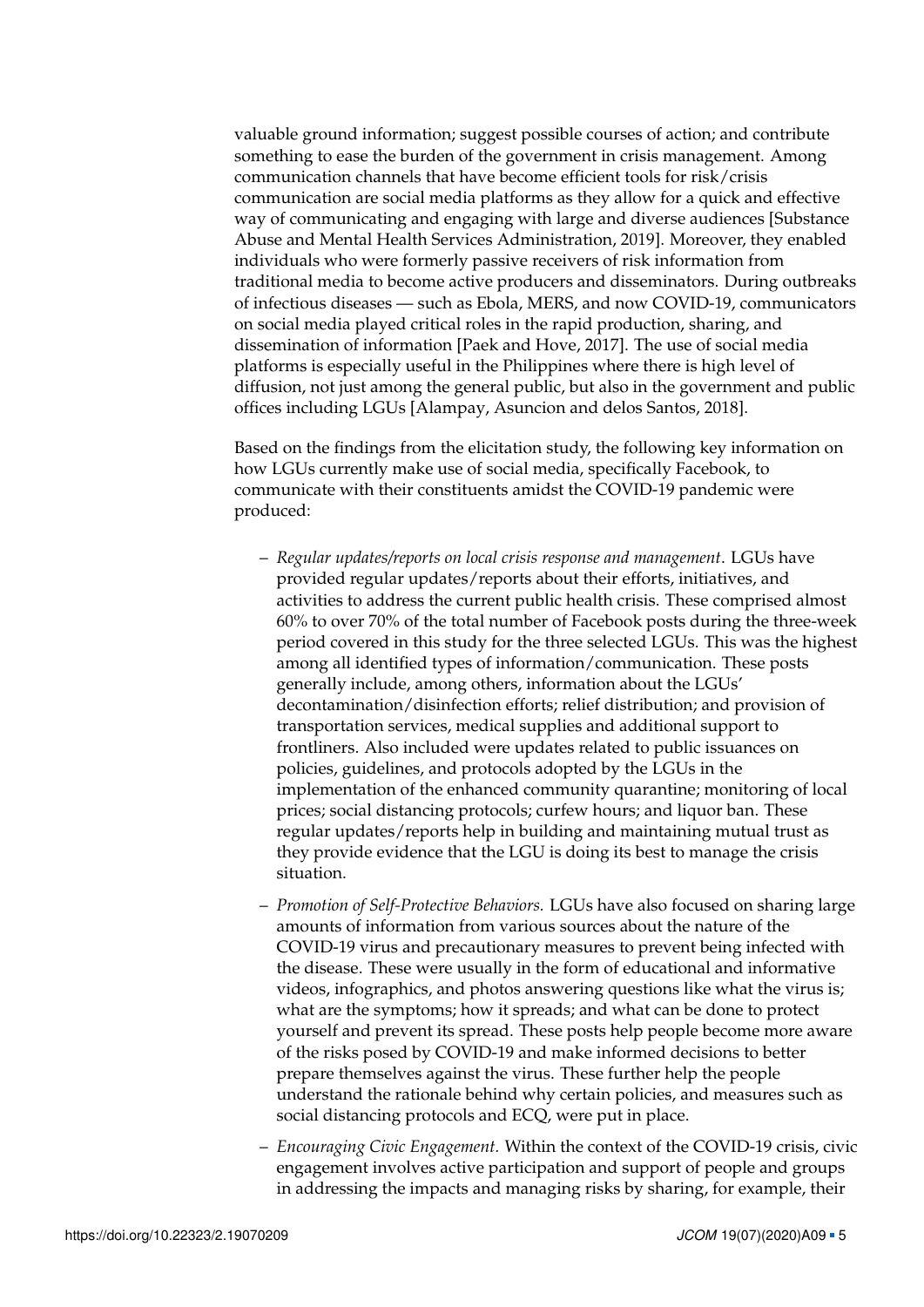valuable ground information; suggest possible courses of action; and contribute something to ease the burden of the government in crisis management. Among communication channels that have become efficient tools for risk/crisis communication are social media platforms as they allow for a quick and effective way of communicating and engaging with large and diverse audiences [Substance Abuse and Mental Health Services Administration, 2019]. Moreover, they enabled individuals who were formerly passive receivers of risk information from traditional media to become active producers and disseminators. During outbreaks of infectious diseases — such as Ebola, MERS, and now COVID-19, communicators on social media played critical roles in the rapid production, sharing, and dissemination of information [Paek and Hove, 2017]. The use of social media platforms is especially useful in the Philippines where there is high level of diffusion, not just among the general public, but also in the government and public offices including LGUs [Alampay, Asuncion and delos Santos, 2018].

Based on the findings from the elicitation study, the following key information on how LGUs currently make use of social media, specifically Facebook, to communicate with their constituents amidst the COVID-19 pandemic were produced:

– *Regular updates/reports on local crisis response and management*. LGUs have provided regular updates/reports about their efforts, initiatives, and activities to address the current public health crisis. These comprised almost 60% to over 70% of the total number of Facebook posts during the three-week period covered in this study for the three selected LGUs. This was the highest among all identified types of information/communication. These posts generally include, among others, information about the LGUs' decontamination/disinfection efforts; relief distribution; and provision of transportation services, medical supplies and additional support to frontliners. Also included were updates related to public issuances on policies, guidelines, and protocols adopted by the LGUs in the implementation of the enhanced community quarantine; monitoring of local prices; social distancing protocols; curfew hours; and liquor ban. These regular updates/reports help in building and maintaining mutual trust as they provide evidence that the LGU is doing its best to manage the crisis situation.

– *Promotion of Self-Protective Behaviors.* LGUs have also focused on sharing large amounts of information from various sources about the nature of the COVID-19 virus and precautionary measures to prevent being infected with the disease. These were usually in the form of educational and informative videos, infographics, and photos answering questions like what the virus is; what are the symptoms; how it spreads; and what can be done to protect yourself and prevent its spread. These posts help people become more aware of the risks posed by COVID-19 and make informed decisions to better prepare themselves against the virus. These further help the people understand the rationale behind why certain policies, and measures such as social distancing protocols and ECQ, were put in place.

– *Encouraging Civic Engagement.* Within the context of the COVID-19 crisis, civic engagement involves active participation and support of people and groups in addressing the impacts and managing risks by sharing, for example, their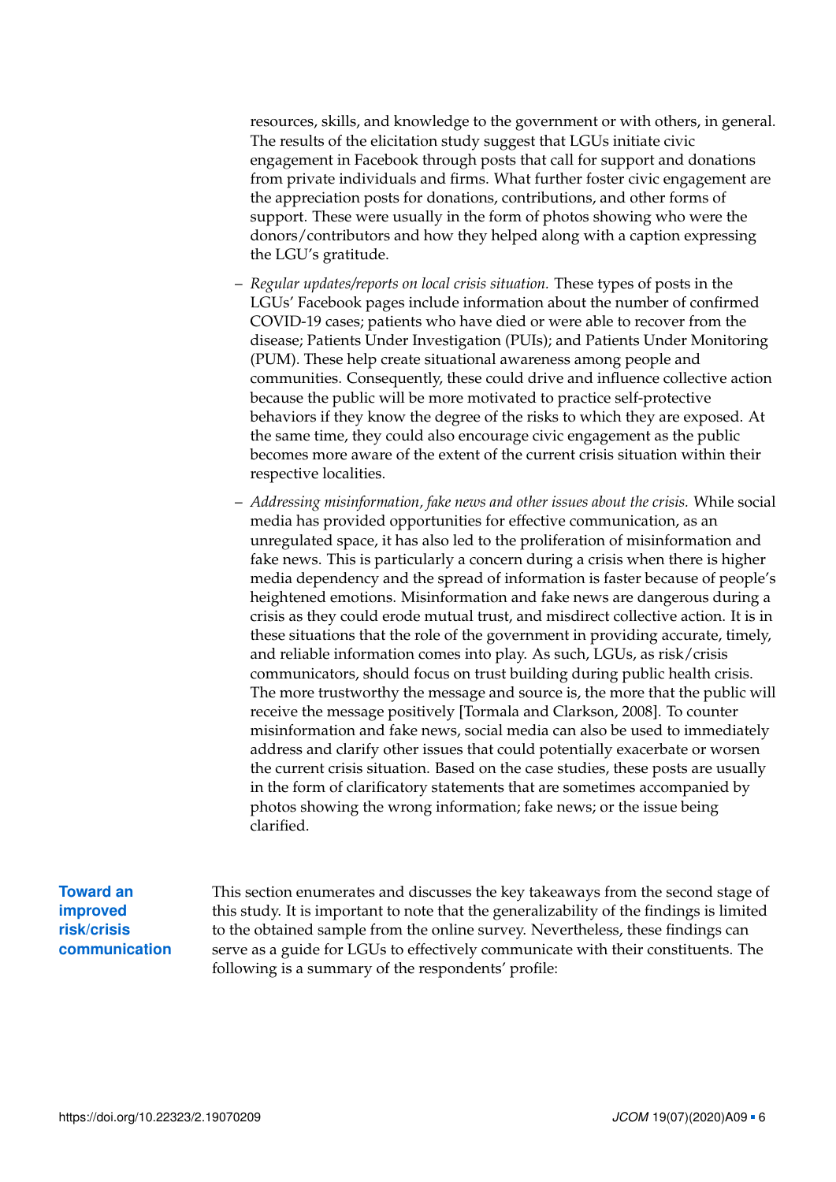resources, skills, and knowledge to the government or with others, in general. The results of the elicitation study suggest that LGUs initiate civic engagement in Facebook through posts that call for support and donations from private individuals and firms. What further foster civic engagement are the appreciation posts for donations, contributions, and other forms of support. These were usually in the form of photos showing who were the donors/contributors and how they helped along with a caption expressing the LGU's gratitude.

- *Regular updates/reports on local crisis situation.* These types of posts in the LGUs' Facebook pages include information about the number of confirmed COVID-19 cases; patients who have died or were able to recover from the disease; Patients Under Investigation (PUIs); and Patients Under Monitoring (PUM). These help create situational awareness among people and communities. Consequently, these could drive and influence collective action because the public will be more motivated to practice self-protective behaviors if they know the degree of the risks to which they are exposed. At the same time, they could also encourage civic engagement as the public becomes more aware of the extent of the current crisis situation within their respective localities.
- *Addressing misinformation, fake news and other issues about the crisis.* While social media has provided opportunities for effective communication, as an unregulated space, it has also led to the proliferation of misinformation and fake news. This is particularly a concern during a crisis when there is higher media dependency and the spread of information is faster because of people's heightened emotions. Misinformation and fake news are dangerous during a crisis as they could erode mutual trust, and misdirect collective action. It is in these situations that the role of the government in providing accurate, timely, and reliable information comes into play. As such, LGUs, as risk/crisis communicators, should focus on trust building during public health crisis. The more trustworthy the message and source is, the more that the public will receive the message positively [Tormala and Clarkson, 2008]. To counter misinformation and fake news, social media can also be used to immediately address and clarify other issues that could potentially exacerbate or worsen the current crisis situation. Based on the case studies, these posts are usually in the form of clarificatory statements that are sometimes accompanied by photos showing the wrong information; fake news; or the issue being clarified.

## Toward an improved risk/crisis communication

This section enumerates and discusses the key takeaways from the second stage of this study. It is important to note that the generalizability of the findings is limited to the obtained sample from the online survey. Nevertheless, these findings can serve as a guide for LGUs to effectively communicate with their constituents. The following is a summary of the respondents' profile: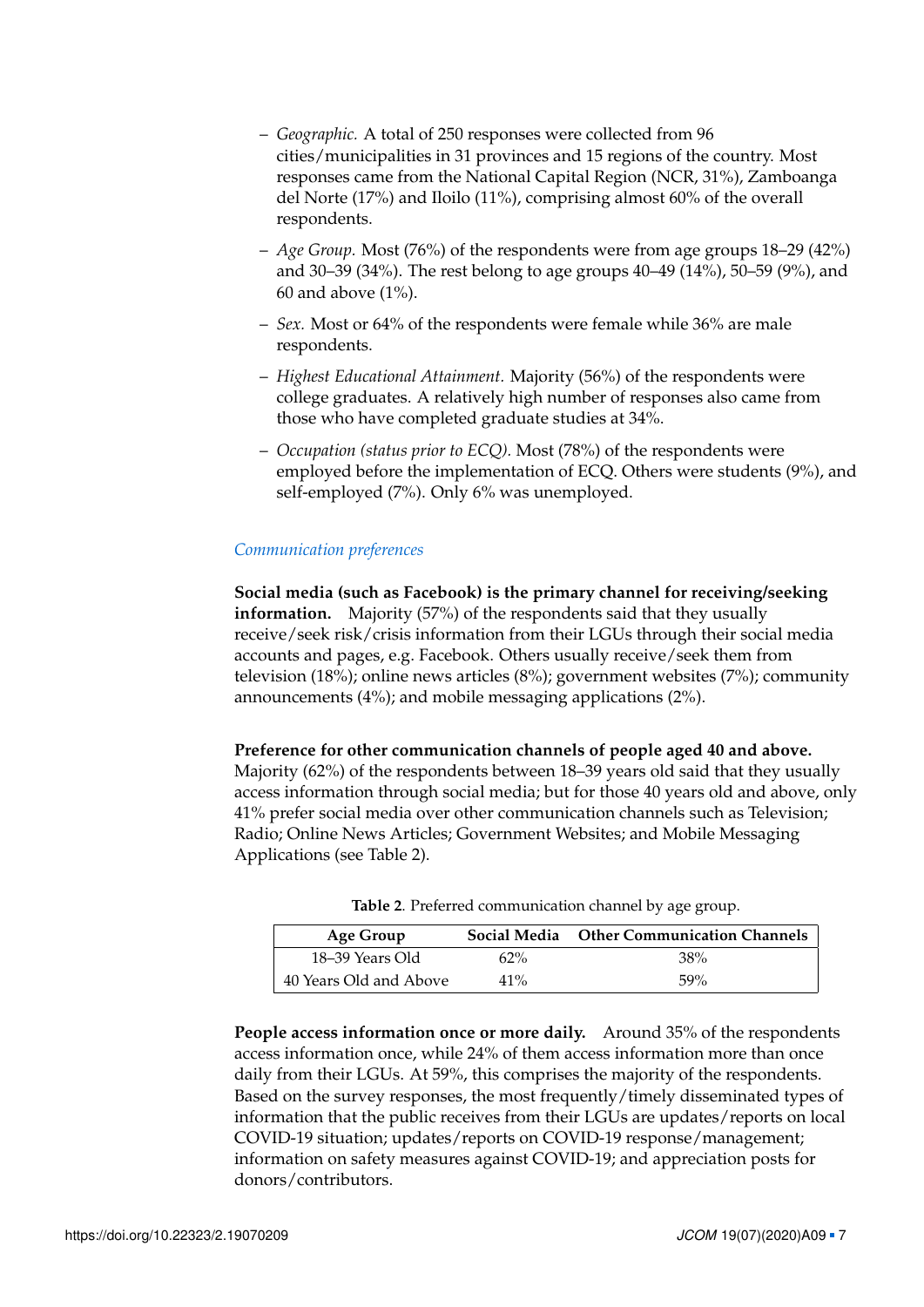- *Geographic.* A total of 250 responses were collected from 96 cities/municipalities in 31 provinces and 15 regions of the country. Most responses came from the National Capital Region (NCR, 31%), Zamboanga del Norte (17%) and Iloilo (11%), comprising almost 60% of the overall respondents.
- *Age Group.* Most (76%) of the respondents were from age groups 18–29 (42%) and 30–39 (34%). The rest belong to age groups 40–49 (14%), 50–59 (9%), and 60 and above (1%).
- *Sex.* Most or 64% of the respondents were female while 36% are male respondents.
- *Highest Educational Attainment.* Majority (56%) of the respondents were college graduates. A relatively high number of responses also came from those who have completed graduate studies at 34%.
- *Occupation (status prior to ECQ).* Most (78%) of the respondents were employed before the implementation of ECQ. Others were students (9%), and self-employed (7%). Only 6% was unemployed.

*Communication preferences*

**Social media (such as Facebook) is the primary channel for receiving/seeking information.** Majority (57%) of the respondents said that they usually receive/seek risk/crisis information from their LGUs through their social media accounts and pages, e.g. Facebook. Others usually receive/seek them from television (18%); online news articles (8%); government websites (7%); community announcements (4%); and mobile messaging applications (2%).

**Preference for other communication channels of people aged 40 and above.** Majority (62%) of the respondents between 18–39 years old said that they usually access information through social media; but for those 40 years old and above, only 41% prefer social media over other communication channels such as Television; Radio; Online News Articles; Government Websites; and Mobile Messaging Applications (see Table 2).

**Table 2**. Preferred communication channel by age group.

| Age Group | Social Media | Other Communication Channels |
|---|---|---|
| 18–39 Years Old | 62% | 38% |
| 40 Years Old and Above | 41% | 59% |

**People access information once or more daily.** Around 35% of the respondents access information once, while 24% of them access information more than once daily from their LGUs. At 59%, this comprises the majority of the respondents. Based on the survey responses, the most frequently/timely disseminated types of information that the public receives from their LGUs are updates/reports on local COVID-19 situation; updates/reports on COVID-19 response/management; information on safety measures against COVID-19; and appreciation posts for donors/contributors.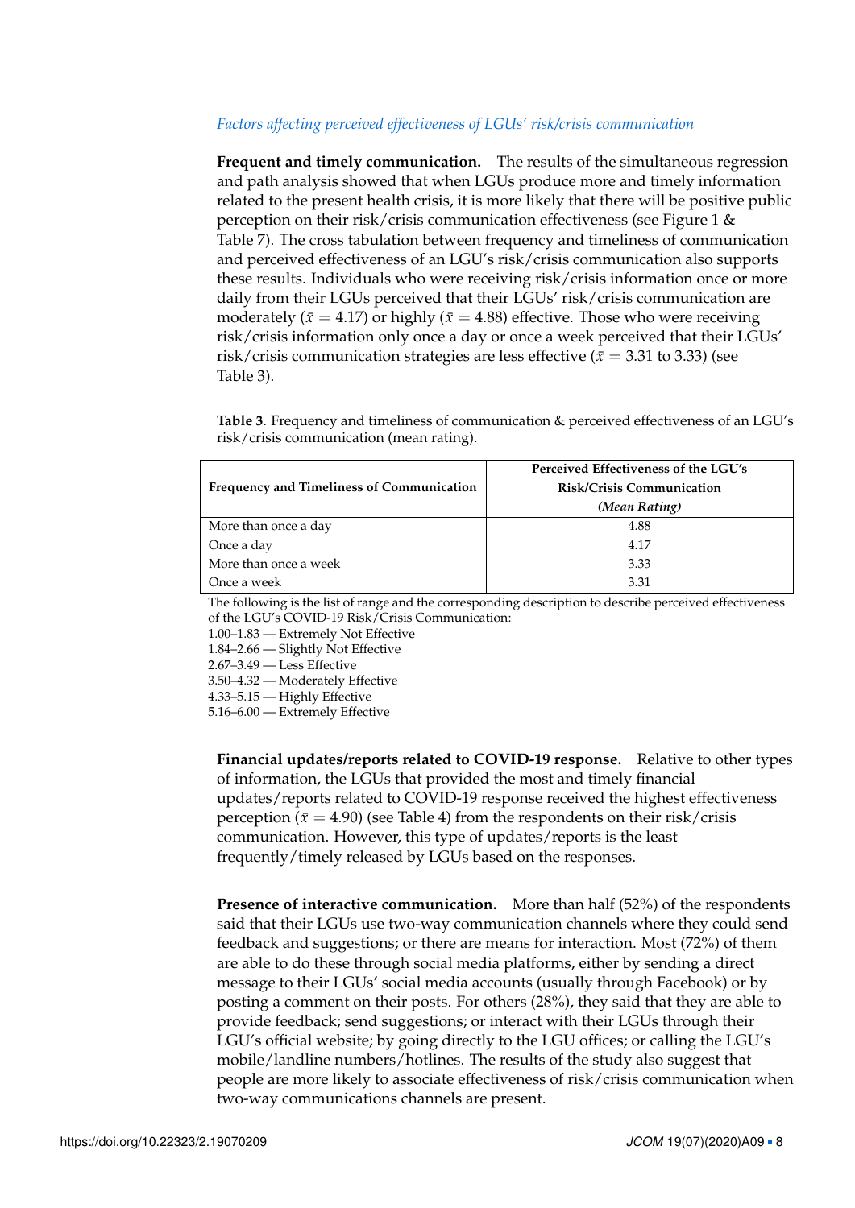*Factors affecting perceived effectiveness of LGUs' risk/crisis communication*

**Frequent and timely communication.** The results of the simultaneous regression and path analysis showed that when LGUs produce more and timely information related to the present health crisis, it is more likely that there will be positive public perception on their risk/crisis communication effectiveness (see Figure 1 & Table 7). The cross tabulation between frequency and timeliness of communication and perceived effectiveness of an LGU's risk/crisis communication also supports these results. Individuals who were receiving risk/crisis information once or more daily from their LGUs perceived that their LGUs' risk/crisis communication are moderately ($\bar{x} = 4.17$) or highly ($\bar{x} = 4.88$) effective. Those who were receiving risk/crisis information only once a day or once a week perceived that their LGUs' risk/crisis communication strategies are less effective ($\bar{x} = 3.31$ to 3.33) (see Table 3).

**Table 3**. Frequency and timeliness of communication & perceived effectiveness of an LGU's risk/crisis communication (mean rating).

| Frequency and Timeliness of Communication | Perceived Effectiveness of the LGU's Risk/Crisis Communication *(Mean Rating)* |
|---|---|
| More than once a day | 4.88 |
| Once a day | 4.17 |
| More than once a week | 3.33 |
| Once a week | 3.31 |

The following is the list of range and the corresponding description to describe perceived effectiveness of the LGU's COVID-19 Risk/Crisis Communication:
1.00–1.83 — Extremely Not Effective
1.84–2.66 — Slightly Not Effective
2.67–3.49 — Less Effective
3.50–4.32 — Moderately Effective
4.33–5.15 — Highly Effective
5.16–6.00 — Extremely Effective

**Financial updates/reports related to COVID-19 response.** Relative to other types of information, the LGUs that provided the most and timely financial updates/reports related to COVID-19 response received the highest effectiveness perception ($\bar{x} = 4.90$) (see Table 4) from the respondents on their risk/crisis communication. However, this type of updates/reports is the least frequently/timely released by LGUs based on the responses.

**Presence of interactive communication.** More than half (52%) of the respondents said that their LGUs use two-way communication channels where they could send feedback and suggestions; or there are means for interaction. Most (72%) of them are able to do these through social media platforms, either by sending a direct message to their LGUs' social media accounts (usually through Facebook) or by posting a comment on their posts. For others (28%), they said that they are able to provide feedback; send suggestions; or interact with their LGUs through their LGU's official website; by going directly to the LGU offices; or calling the LGU's mobile/landline numbers/hotlines. The results of the study also suggest that people are more likely to associate effectiveness of risk/crisis communication when two-way communications channels are present.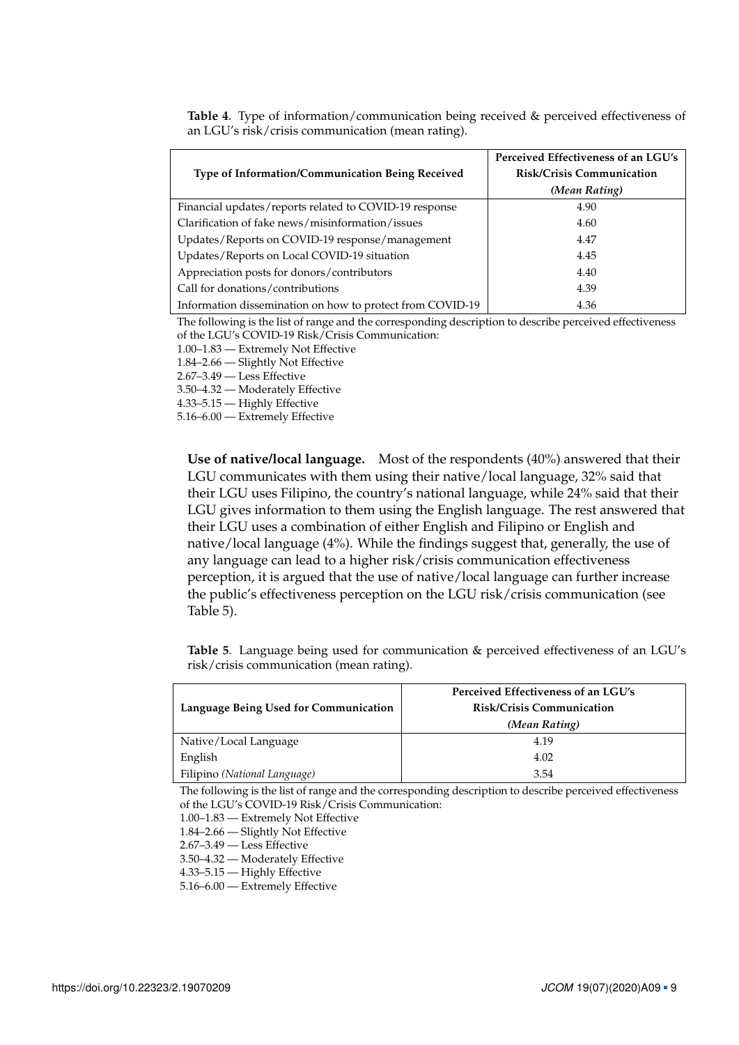**Table 4**. Type of information/communication being received & perceived effectiveness of an LGU's risk/crisis communication (mean rating).

| Type of Information/Communication Being Received | Perceived Effectiveness of an LGU's Risk/Crisis Communication *(Mean Rating)* |
|---|---|
| Financial updates/reports related to COVID-19 response | 4.90 |
| Clarification of fake news/misinformation/issues | 4.60 |
| Updates/Reports on COVID-19 response/management | 4.47 |
| Updates/Reports on Local COVID-19 situation | 4.45 |
| Appreciation posts for donors/contributors | 4.40 |
| Call for donations/contributions | 4.39 |
| Information dissemination on how to protect from COVID-19 | 4.36 |

The following is the list of range and the corresponding description to describe perceived effectiveness of the LGU's COVID-19 Risk/Crisis Communication:
1.00–1.83 — Extremely Not Effective
1.84–2.66 — Slightly Not Effective
2.67–3.49 — Less Effective
3.50–4.32 — Moderately Effective
4.33–5.15 — Highly Effective
5.16–6.00 — Extremely Effective

**Use of native/local language.** Most of the respondents (40%) answered that their LGU communicates with them using their native/local language, 32% said that their LGU uses Filipino, the country's national language, while 24% said that their LGU gives information to them using the English language. The rest answered that their LGU uses a combination of either English and Filipino or English and native/local language (4%). While the findings suggest that, generally, the use of any language can lead to a higher risk/crisis communication effectiveness perception, it is argued that the use of native/local language can further increase the public's effectiveness perception on the LGU risk/crisis communication (see Table 5).

**Table 5**. Language being used for communication & perceived effectiveness of an LGU's risk/crisis communication (mean rating).

| Language Being Used for Communication | Perceived Effectiveness of an LGU's Risk/Crisis Communication *(Mean Rating)* |
|---|---|
| Native/Local Language | 4.19 |
| English | 4.02 |
| Filipino *(National Language)* | 3.54 |

The following is the list of range and the corresponding description to describe perceived effectiveness of the LGU's COVID-19 Risk/Crisis Communication:
1.00–1.83 — Extremely Not Effective
1.84–2.66 — Slightly Not Effective
2.67–3.49 — Less Effective
3.50–4.32 — Moderately Effective
4.33–5.15 — Highly Effective
5.16–6.00 — Extremely Effective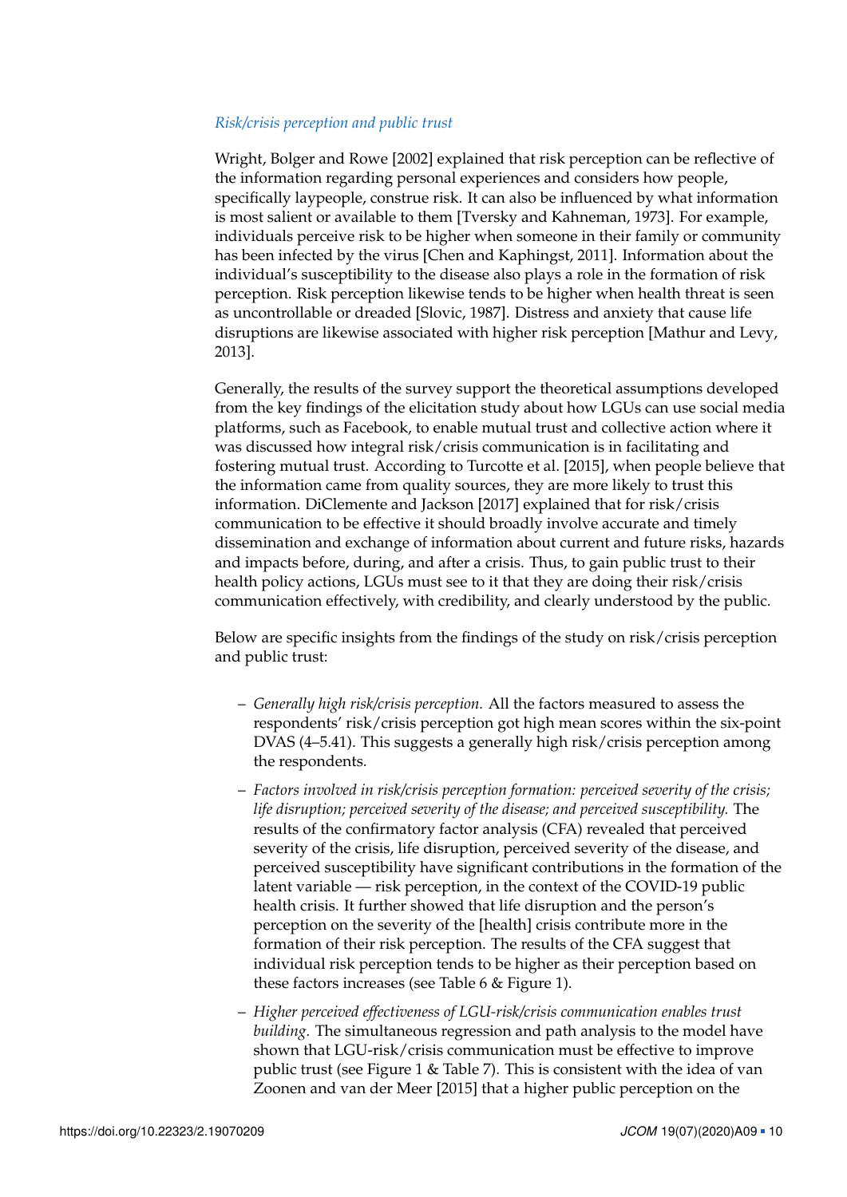*Risk/crisis perception and public trust*

Wright, Bolger and Rowe [2002] explained that risk perception can be reflective of the information regarding personal experiences and considers how people, specifically laypeople, construe risk. It can also be influenced by what information is most salient or available to them [Tversky and Kahneman, 1973]. For example, individuals perceive risk to be higher when someone in their family or community has been infected by the virus [Chen and Kaphingst, 2011]. Information about the individual's susceptibility to the disease also plays a role in the formation of risk perception. Risk perception likewise tends to be higher when health threat is seen as uncontrollable or dreaded [Slovic, 1987]. Distress and anxiety that cause life disruptions are likewise associated with higher risk perception [Mathur and Levy, 2013].

Generally, the results of the survey support the theoretical assumptions developed from the key findings of the elicitation study about how LGUs can use social media platforms, such as Facebook, to enable mutual trust and collective action where it was discussed how integral risk/crisis communication is in facilitating and fostering mutual trust. According to Turcotte et al. [2015], when people believe that the information came from quality sources, they are more likely to trust this information. DiClemente and Jackson [2017] explained that for risk/crisis communication to be effective it should broadly involve accurate and timely dissemination and exchange of information about current and future risks, hazards and impacts before, during, and after a crisis. Thus, to gain public trust to their health policy actions, LGUs must see to it that they are doing their risk/crisis communication effectively, with credibility, and clearly understood by the public.

Below are specific insights from the findings of the study on risk/crisis perception and public trust:

- *Generally high risk/crisis perception.* All the factors measured to assess the respondents' risk/crisis perception got high mean scores within the six-point DVAS (4–5.41). This suggests a generally high risk/crisis perception among the respondents.
- *Factors involved in risk/crisis perception formation: perceived severity of the crisis; life disruption; perceived severity of the disease; and perceived susceptibility.* The results of the confirmatory factor analysis (CFA) revealed that perceived severity of the crisis, life disruption, perceived severity of the disease, and perceived susceptibility have significant contributions in the formation of the latent variable — risk perception, in the context of the COVID-19 public health crisis. It further showed that life disruption and the person's perception on the severity of the [health] crisis contribute more in the formation of their risk perception. The results of the CFA suggest that individual risk perception tends to be higher as their perception based on these factors increases (see Table 6 & Figure 1).
- *Higher perceived effectiveness of LGU-risk/crisis communication enables trust building.* The simultaneous regression and path analysis to the model have shown that LGU-risk/crisis communication must be effective to improve public trust (see Figure 1 & Table 7). This is consistent with the idea of van Zoonen and van der Meer [2015] that a higher public perception on the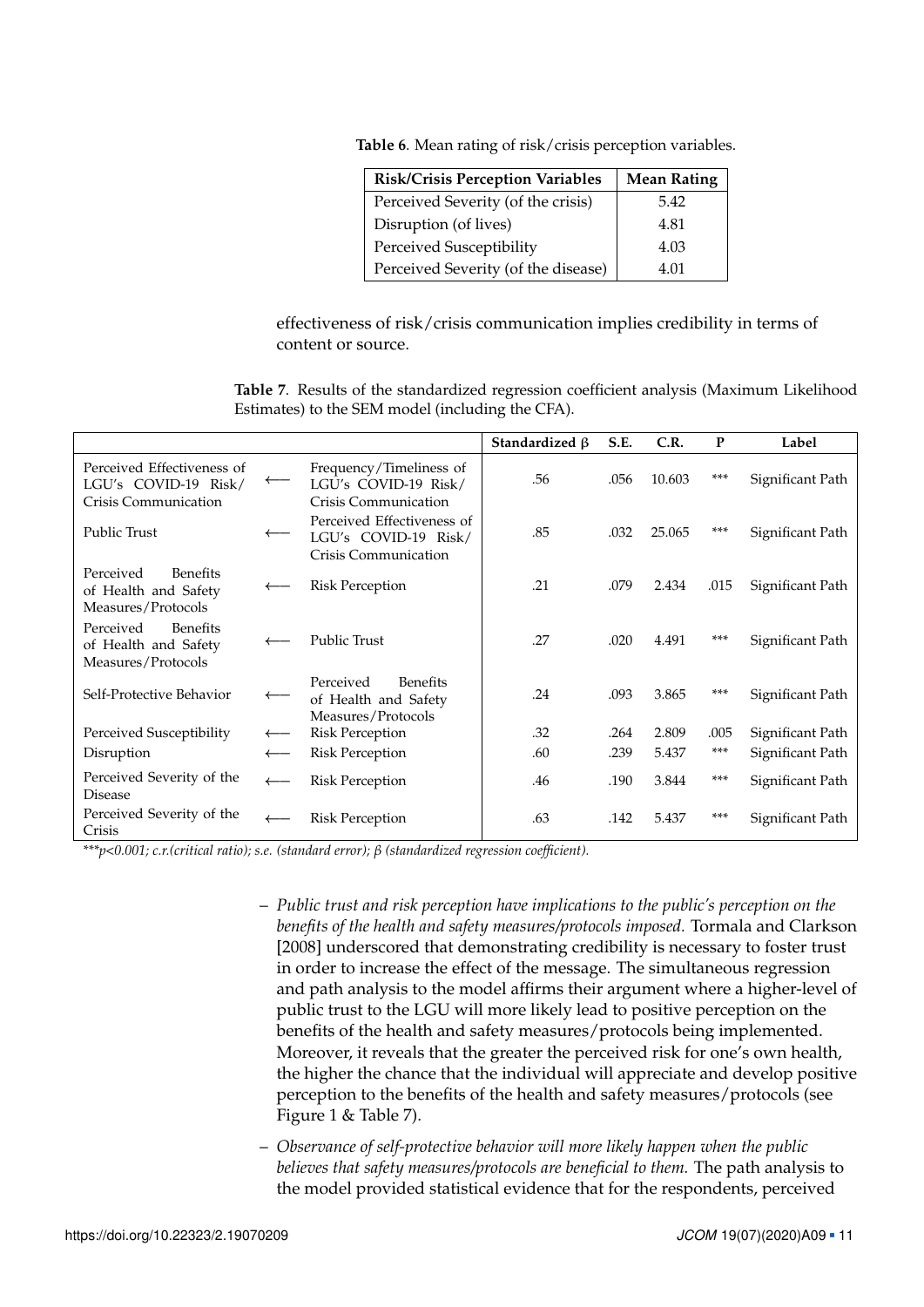**Table 6**. Mean rating of risk/crisis perception variables.

| Risk/Crisis Perception Variables | Mean Rating |
|---|---|
| Perceived Severity (of the crisis) | 5.42 |
| Disruption (of lives) | 4.81 |
| Perceived Susceptibility | 4.03 |
| Perceived Severity (of the disease) | 4.01 |

effectiveness of risk/crisis communication implies credibility in terms of content or source.

**Table 7**. Results of the standardized regression coefficient analysis (Maximum Likelihood Estimates) to the SEM model (including the CFA).

| | | | Standardized β | S.E. | C.R. | P | Label |
|---|---|---|---|---|---|---|---|
| Perceived Effectiveness of LGU's COVID-19 Risk/ Crisis Communication | ⟵ | Frequency/Timeliness of LGU's COVID-19 Risk/ Crisis Communication | .56 | .056 | 10.603 | *** | Significant Path |
| Public Trust | ⟵ | Perceived Effectiveness of LGU's COVID-19 Risk/ Crisis Communication | .85 | .032 | 25.065 | *** | Significant Path |
| Perceived Benefits of Health and Safety Measures/Protocols | ⟵ | Risk Perception | .21 | .079 | 2.434 | .015 | Significant Path |
| Perceived Benefits of Health and Safety Measures/Protocols | ⟵ | Public Trust | .27 | .020 | 4.491 | *** | Significant Path |
| Self-Protective Behavior | ⟵ | Perceived Benefits of Health and Safety Measures/Protocols | .24 | .093 | 3.865 | *** | Significant Path |
| Perceived Susceptibility | ⟵ | Risk Perception | .32 | .264 | 2.809 | .005 | Significant Path |
| Disruption | ⟵ | Risk Perception | .60 | .239 | 5.437 | *** | Significant Path |
| Perceived Severity of the Disease | ⟵ | Risk Perception | .46 | .190 | 3.844 | *** | Significant Path |
| Perceived Severity of the Crisis | ⟵ | Risk Perception | .63 | .142 | 5.437 | *** | Significant Path |

*\*\*\*p<0.001; c.r.(critical ratio); s.e. (standard error); β (standardized regression coefficient).*

– *Public trust and risk perception have implications to the public's perception on the benefits of the health and safety measures/protocols imposed.* Tormala and Clarkson [2008] underscored that demonstrating credibility is necessary to foster trust in order to increase the effect of the message. The simultaneous regression and path analysis to the model affirms their argument where a higher-level of public trust to the LGU will more likely lead to positive perception on the benefits of the health and safety measures/protocols being implemented. Moreover, it reveals that the greater the perceived risk for one's own health, the higher the chance that the individual will appreciate and develop positive perception to the benefits of the health and safety measures/protocols (see Figure 1 & Table 7).

– *Observance of self-protective behavior will more likely happen when the public believes that safety measures/protocols are beneficial to them.* The path analysis to the model provided statistical evidence that for the respondents, perceived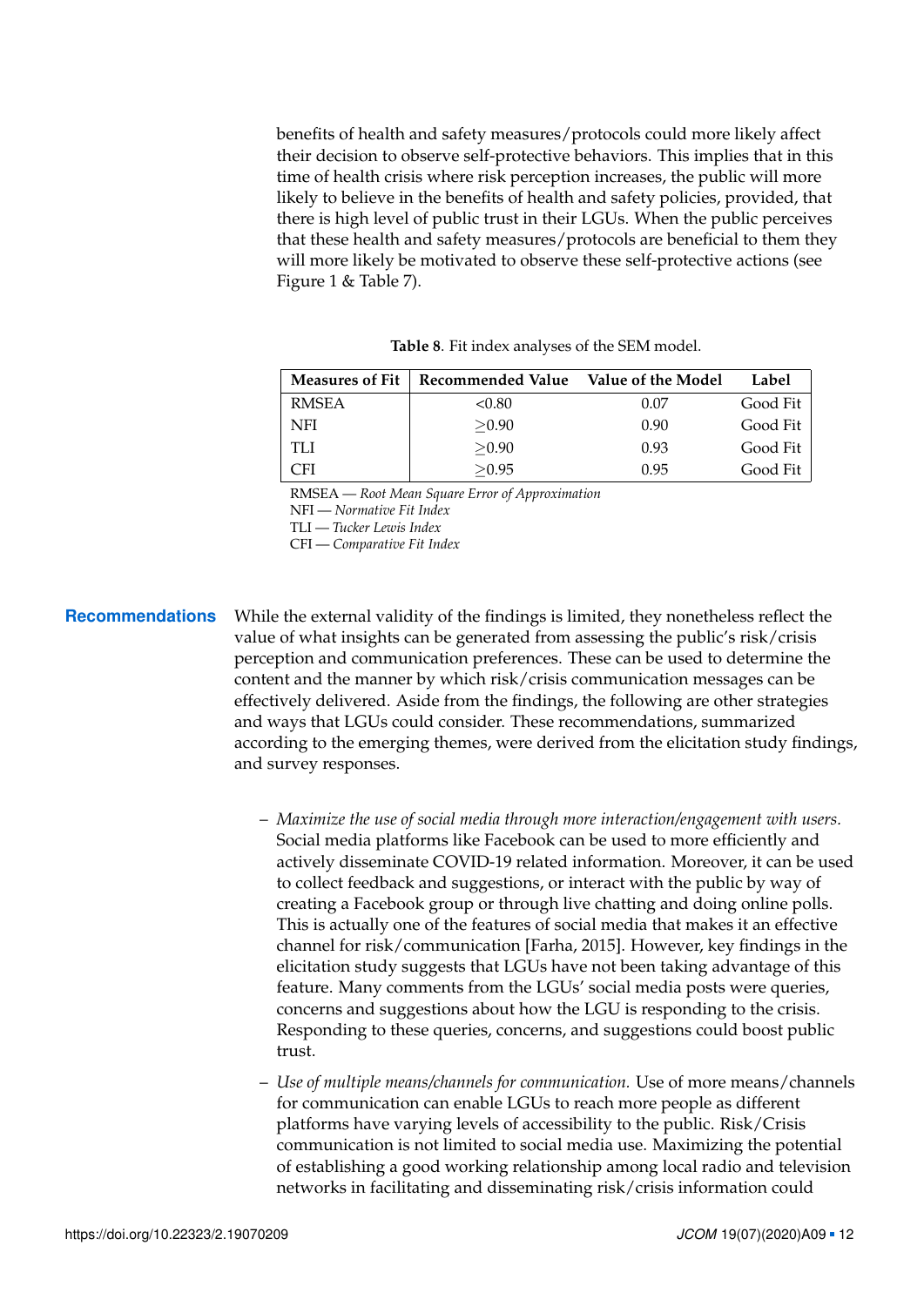benefits of health and safety measures/protocols could more likely affect their decision to observe self-protective behaviors. This implies that in this time of health crisis where risk perception increases, the public will more likely to believe in the benefits of health and safety policies, provided, that there is high level of public trust in their LGUs. When the public perceives that these health and safety measures/protocols are beneficial to them they will more likely be motivated to observe these self-protective actions (see Figure 1 & Table 7).

**Table 8**. Fit index analyses of the SEM model.

| Measures of Fit | Recommended Value | Value of the Model | Label |
|---|---|---|---|
| RMSEA | <0.80 | 0.07 | Good Fit |
| NFI | ≥0.90 | 0.90 | Good Fit |
| TLI | ≥0.90 | 0.93 | Good Fit |
| CFI | ≥0.95 | 0.95 | Good Fit |

RMSEA — *Root Mean Square Error of Approximation*
NFI — *Normative Fit Index*
TLI — *Tucker Lewis Index*
CFI — *Comparative Fit Index*

## Recommendations

While the external validity of the findings is limited, they nonetheless reflect the value of what insights can be generated from assessing the public's risk/crisis perception and communication preferences. These can be used to determine the content and the manner by which risk/crisis communication messages can be effectively delivered. Aside from the findings, the following are other strategies and ways that LGUs could consider. These recommendations, summarized according to the emerging themes, were derived from the elicitation study findings, and survey responses.

- *Maximize the use of social media through more interaction/engagement with users.* Social media platforms like Facebook can be used to more efficiently and actively disseminate COVID-19 related information. Moreover, it can be used to collect feedback and suggestions, or interact with the public by way of creating a Facebook group or through live chatting and doing online polls. This is actually one of the features of social media that makes it an effective channel for risk/communication [Farha, 2015]. However, key findings in the elicitation study suggests that LGUs have not been taking advantage of this feature. Many comments from the LGUs' social media posts were queries, concerns and suggestions about how the LGU is responding to the crisis. Responding to these queries, concerns, and suggestions could boost public trust.

- *Use of multiple means/channels for communication.* Use of more means/channels for communication can enable LGUs to reach more people as different platforms have varying levels of accessibility to the public. Risk/Crisis communication is not limited to social media use. Maximizing the potential of establishing a good working relationship among local radio and television networks in facilitating and disseminating risk/crisis information could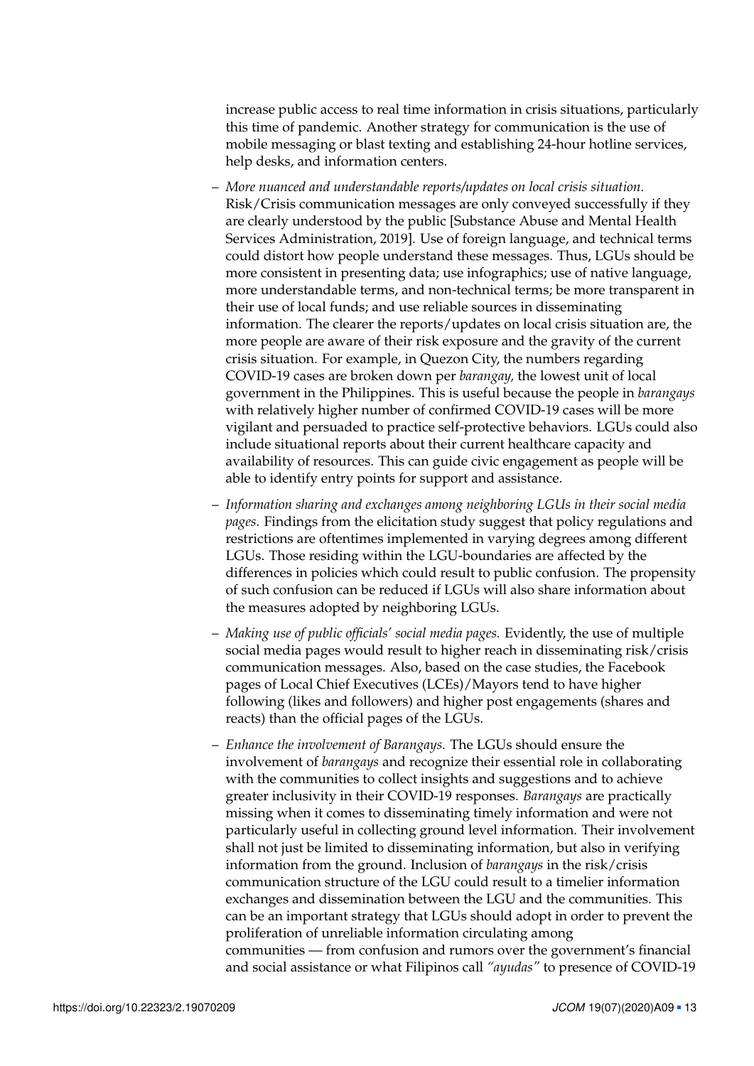increase public access to real time information in crisis situations, particularly this time of pandemic. Another strategy for communication is the use of mobile messaging or blast texting and establishing 24-hour hotline services, help desks, and information centers.

- *More nuanced and understandable reports/updates on local crisis situation.* Risk/Crisis communication messages are only conveyed successfully if they are clearly understood by the public [Substance Abuse and Mental Health Services Administration, 2019]. Use of foreign language, and technical terms could distort how people understand these messages. Thus, LGUs should be more consistent in presenting data; use infographics; use of native language, more understandable terms, and non-technical terms; be more transparent in their use of local funds; and use reliable sources in disseminating information. The clearer the reports/updates on local crisis situation are, the more people are aware of their risk exposure and the gravity of the current crisis situation. For example, in Quezon City, the numbers regarding COVID-19 cases are broken down per *barangay,* the lowest unit of local government in the Philippines. This is useful because the people in *barangays* with relatively higher number of confirmed COVID-19 cases will be more vigilant and persuaded to practice self-protective behaviors. LGUs could also include situational reports about their current healthcare capacity and availability of resources. This can guide civic engagement as people will be able to identify entry points for support and assistance.

- *Information sharing and exchanges among neighboring LGUs in their social media pages.* Findings from the elicitation study suggest that policy regulations and restrictions are oftentimes implemented in varying degrees among different LGUs. Those residing within the LGU-boundaries are affected by the differences in policies which could result to public confusion. The propensity of such confusion can be reduced if LGUs will also share information about the measures adopted by neighboring LGUs.

- *Making use of public officials' social media pages.* Evidently, the use of multiple social media pages would result to higher reach in disseminating risk/crisis communication messages. Also, based on the case studies, the Facebook pages of Local Chief Executives (LCEs)/Mayors tend to have higher following (likes and followers) and higher post engagements (shares and reacts) than the official pages of the LGUs.

- *Enhance the involvement of Barangays.* The LGUs should ensure the involvement of *barangays* and recognize their essential role in collaborating with the communities to collect insights and suggestions and to achieve greater inclusivity in their COVID-19 responses. *Barangays* are practically missing when it comes to disseminating timely information and were not particularly useful in collecting ground level information. Their involvement shall not just be limited to disseminating information, but also in verifying information from the ground. Inclusion of *barangays* in the risk/crisis communication structure of the LGU could result to a timelier information exchanges and dissemination between the LGU and the communities. This can be an important strategy that LGUs should adopt in order to prevent the proliferation of unreliable information circulating among communities — from confusion and rumors over the government's financial and social assistance or what Filipinos call *"ayudas"* to presence of COVID-19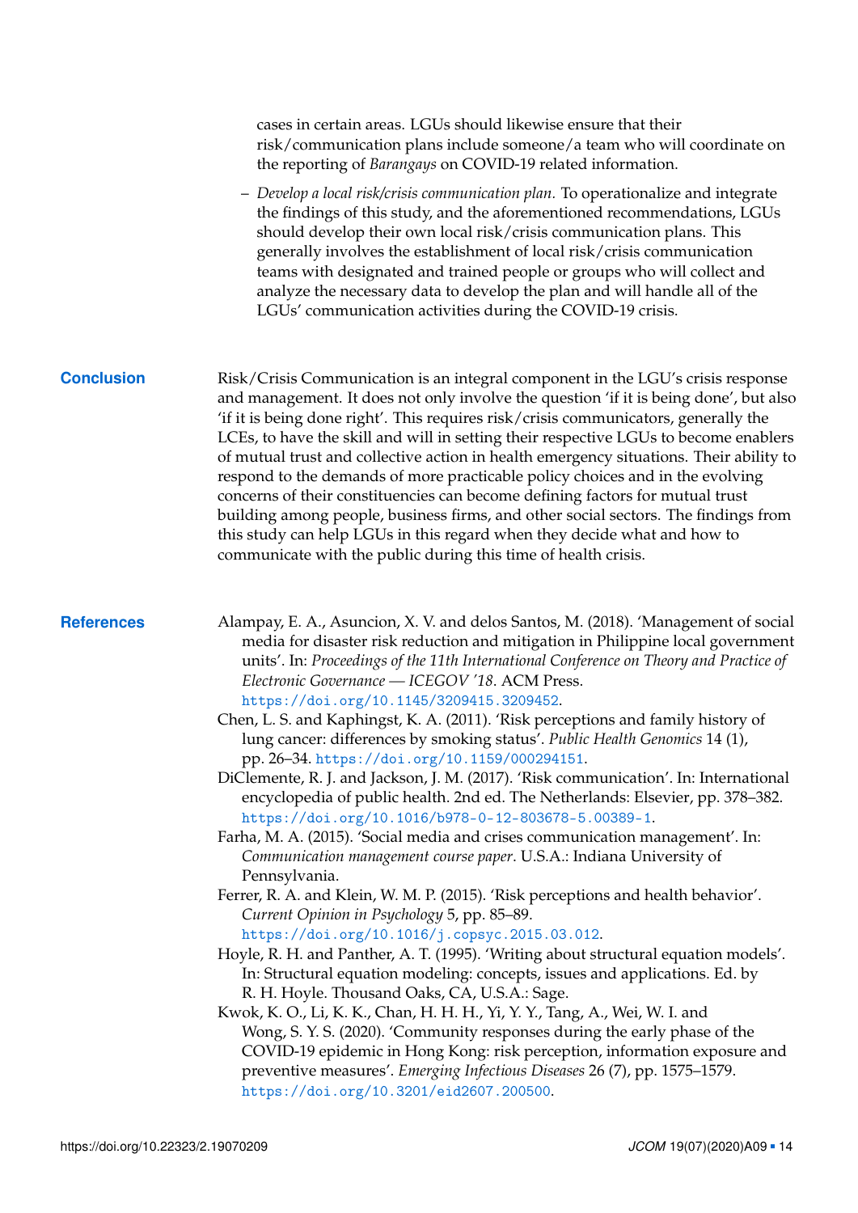cases in certain areas. LGUs should likewise ensure that their risk/communication plans include someone/a team who will coordinate on the reporting of *Barangays* on COVID-19 related information.

– *Develop a local risk/crisis communication plan.* To operationalize and integrate the findings of this study, and the aforementioned recommendations, LGUs should develop their own local risk/crisis communication plans. This generally involves the establishment of local risk/crisis communication teams with designated and trained people or groups who will collect and analyze the necessary data to develop the plan and will handle all of the LGUs' communication activities during the COVID-19 crisis.

## Conclusion

Risk/Crisis Communication is an integral component in the LGU's crisis response and management. It does not only involve the question 'if it is being done', but also 'if it is being done right'. This requires risk/crisis communicators, generally the LCEs, to have the skill and will in setting their respective LGUs to become enablers of mutual trust and collective action in health emergency situations. Their ability to respond to the demands of more practicable policy choices and in the evolving concerns of their constituencies can become defining factors for mutual trust building among people, business firms, and other social sectors. The findings from this study can help LGUs in this regard when they decide what and how to communicate with the public during this time of health crisis.

## References

Alampay, E. A., Asuncion, X. V. and delos Santos, M. (2018). 'Management of social media for disaster risk reduction and mitigation in Philippine local government units'. In: *Proceedings of the 11th International Conference on Theory and Practice of Electronic Governance — ICEGOV '18*. ACM Press. https://doi.org/10.1145/3209415.3209452.

Chen, L. S. and Kaphingst, K. A. (2011). 'Risk perceptions and family history of lung cancer: differences by smoking status'. *Public Health Genomics* 14 (1), pp. 26–34. https://doi.org/10.1159/000294151.

DiClemente, R. J. and Jackson, J. M. (2017). 'Risk communication'. In: International encyclopedia of public health. 2nd ed. The Netherlands: Elsevier, pp. 378–382. https://doi.org/10.1016/b978-0-12-803678-5.00389-1.

Farha, M. A. (2015). 'Social media and crises communication management'. In: *Communication management course paper*. U.S.A.: Indiana University of Pennsylvania.

Ferrer, R. A. and Klein, W. M. P. (2015). 'Risk perceptions and health behavior'. *Current Opinion in Psychology* 5, pp. 85–89. https://doi.org/10.1016/j.copsyc.2015.03.012.

Hoyle, R. H. and Panther, A. T. (1995). 'Writing about structural equation models'. In: Structural equation modeling: concepts, issues and applications. Ed. by R. H. Hoyle. Thousand Oaks, CA, U.S.A.: Sage.

Kwok, K. O., Li, K. K., Chan, H. H. H., Yi, Y. Y., Tang, A., Wei, W. I. and Wong, S. Y. S. (2020). 'Community responses during the early phase of the COVID-19 epidemic in Hong Kong: risk perception, information exposure and preventive measures'. *Emerging Infectious Diseases* 26 (7), pp. 1575–1579. https://doi.org/10.3201/eid2607.200500.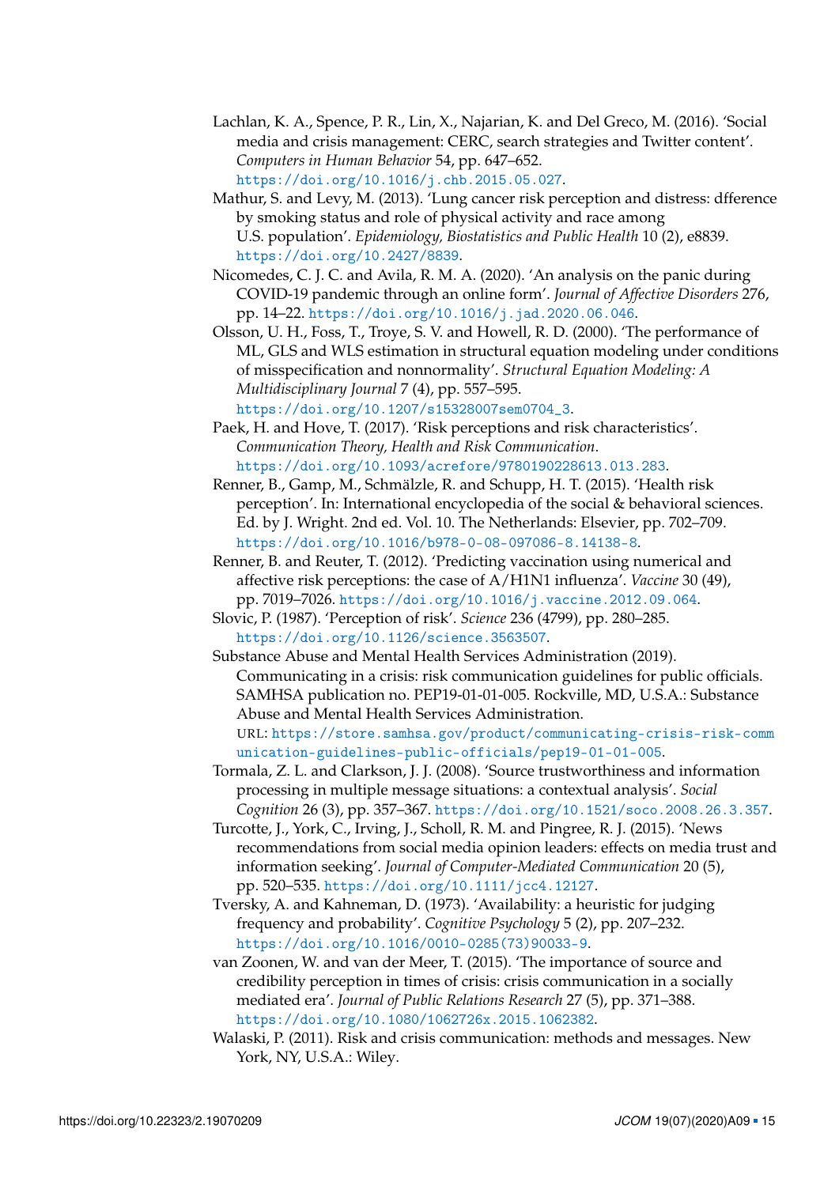Lachlan, K. A., Spence, P. R., Lin, X., Najarian, K. and Del Greco, M. (2016). 'Social media and crisis management: CERC, search strategies and Twitter content'. *Computers in Human Behavior* 54, pp. 647–652. https://doi.org/10.1016/j.chb.2015.05.027.

Mathur, S. and Levy, M. (2013). 'Lung cancer risk perception and distress: dfference by smoking status and role of physical activity and race among U.S. population'. *Epidemiology, Biostatistics and Public Health* 10 (2), e8839. https://doi.org/10.2427/8839.

Nicomedes, C. J. C. and Avila, R. M. A. (2020). 'An analysis on the panic during COVID-19 pandemic through an online form'. *Journal of Affective Disorders* 276, pp. 14–22. https://doi.org/10.1016/j.jad.2020.06.046.

Olsson, U. H., Foss, T., Troye, S. V. and Howell, R. D. (2000). 'The performance of ML, GLS and WLS estimation in structural equation modeling under conditions of misspecification and nonnormality'. *Structural Equation Modeling: A Multidisciplinary Journal* 7 (4), pp. 557–595. https://doi.org/10.1207/s15328007sem0704_3.

Paek, H. and Hove, T. (2017). 'Risk perceptions and risk characteristics'. *Communication Theory, Health and Risk Communication*. https://doi.org/10.1093/acrefore/9780190228613.013.283.

Renner, B., Gamp, M., Schmälzle, R. and Schupp, H. T. (2015). 'Health risk perception'. In: International encyclopedia of the social & behavioral sciences. Ed. by J. Wright. 2nd ed. Vol. 10. The Netherlands: Elsevier, pp. 702–709. https://doi.org/10.1016/b978-0-08-097086-8.14138-8.

Renner, B. and Reuter, T. (2012). 'Predicting vaccination using numerical and affective risk perceptions: the case of A/H1N1 influenza'. *Vaccine* 30 (49), pp. 7019–7026. https://doi.org/10.1016/j.vaccine.2012.09.064.

Slovic, P. (1987). 'Perception of risk'. *Science* 236 (4799), pp. 280–285. https://doi.org/10.1126/science.3563507.

Substance Abuse and Mental Health Services Administration (2019). Communicating in a crisis: risk communication guidelines for public officials. SAMHSA publication no. PEP19-01-01-005. Rockville, MD, U.S.A.: Substance Abuse and Mental Health Services Administration. URL: https://store.samhsa.gov/product/communicating-crisis-risk-communication-guidelines-public-officials/pep19-01-01-005.

Tormala, Z. L. and Clarkson, J. J. (2008). 'Source trustworthiness and information processing in multiple message situations: a contextual analysis'. *Social Cognition* 26 (3), pp. 357–367. https://doi.org/10.1521/soco.2008.26.3.357.

Turcotte, J., York, C., Irving, J., Scholl, R. M. and Pingree, R. J. (2015). 'News recommendations from social media opinion leaders: effects on media trust and information seeking'. *Journal of Computer-Mediated Communication* 20 (5), pp. 520–535. https://doi.org/10.1111/jcc4.12127.

Tversky, A. and Kahneman, D. (1973). 'Availability: a heuristic for judging frequency and probability'. *Cognitive Psychology* 5 (2), pp. 207–232. https://doi.org/10.1016/0010-0285(73)90033-9.

van Zoonen, W. and van der Meer, T. (2015). 'The importance of source and credibility perception in times of crisis: crisis communication in a socially mediated era'. *Journal of Public Relations Research* 27 (5), pp. 371–388. https://doi.org/10.1080/1062726x.2015.1062382.

Walaski, P. (2011). Risk and crisis communication: methods and messages. New York, NY, U.S.A.: Wiley.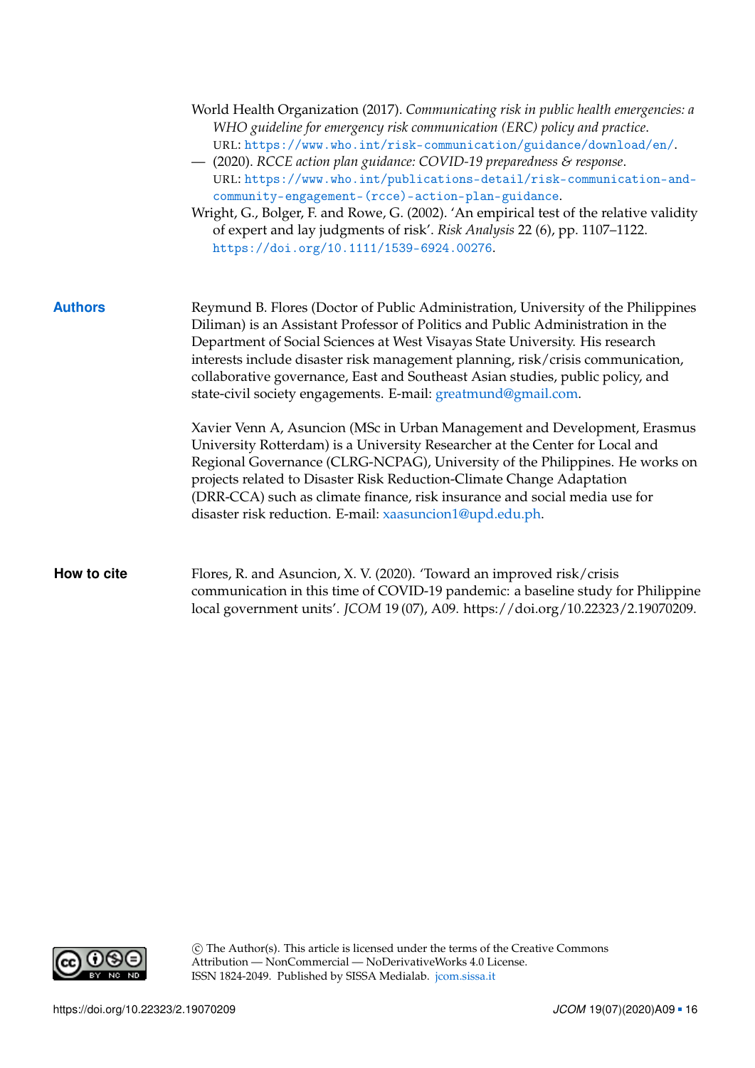World Health Organization (2017). *Communicating risk in public health emergencies: a WHO guideline for emergency risk communication (ERC) policy and practice*. URL: https://www.who.int/risk-communication/guidance/download/en/.

— (2020). *RCCE action plan guidance: COVID-19 preparedness & response*. URL: https://www.who.int/publications-detail/risk-communication-and-community-engagement-(rcce)-action-plan-guidance.

Wright, G., Bolger, F. and Rowe, G. (2002). 'An empirical test of the relative validity of expert and lay judgments of risk'. *Risk Analysis* 22 (6), pp. 1107–1122. https://doi.org/10.1111/1539-6924.00276.

## Authors

Reymund B. Flores (Doctor of Public Administration, University of the Philippines Diliman) is an Assistant Professor of Politics and Public Administration in the Department of Social Sciences at West Visayas State University. His research interests include disaster risk management planning, risk/crisis communication, collaborative governance, East and Southeast Asian studies, public policy, and state-civil society engagements. E-mail: greatmund@gmail.com.

Xavier Venn A, Asuncion (MSc in Urban Management and Development, Erasmus University Rotterdam) is a University Researcher at the Center for Local and Regional Governance (CLRG-NCPAG), University of the Philippines. He works on projects related to Disaster Risk Reduction-Climate Change Adaptation (DRR-CCA) such as climate finance, risk insurance and social media use for disaster risk reduction. E-mail: xaasuncion1@upd.edu.ph.

## How to cite

Flores, R. and Asuncion, X. V. (2020). 'Toward an improved risk/crisis communication in this time of COVID-19 pandemic: a baseline study for Philippine local government units'. *JCOM* 19 (07), A09. https://doi.org/10.22323/2.19070209.

© The Author(s). This article is licensed under the terms of the Creative Commons Attribution — NonCommercial — NoDerivativeWorks 4.0 License. ISSN 1824-2049. Published by SISSA Medialab. jcom.sissa.it